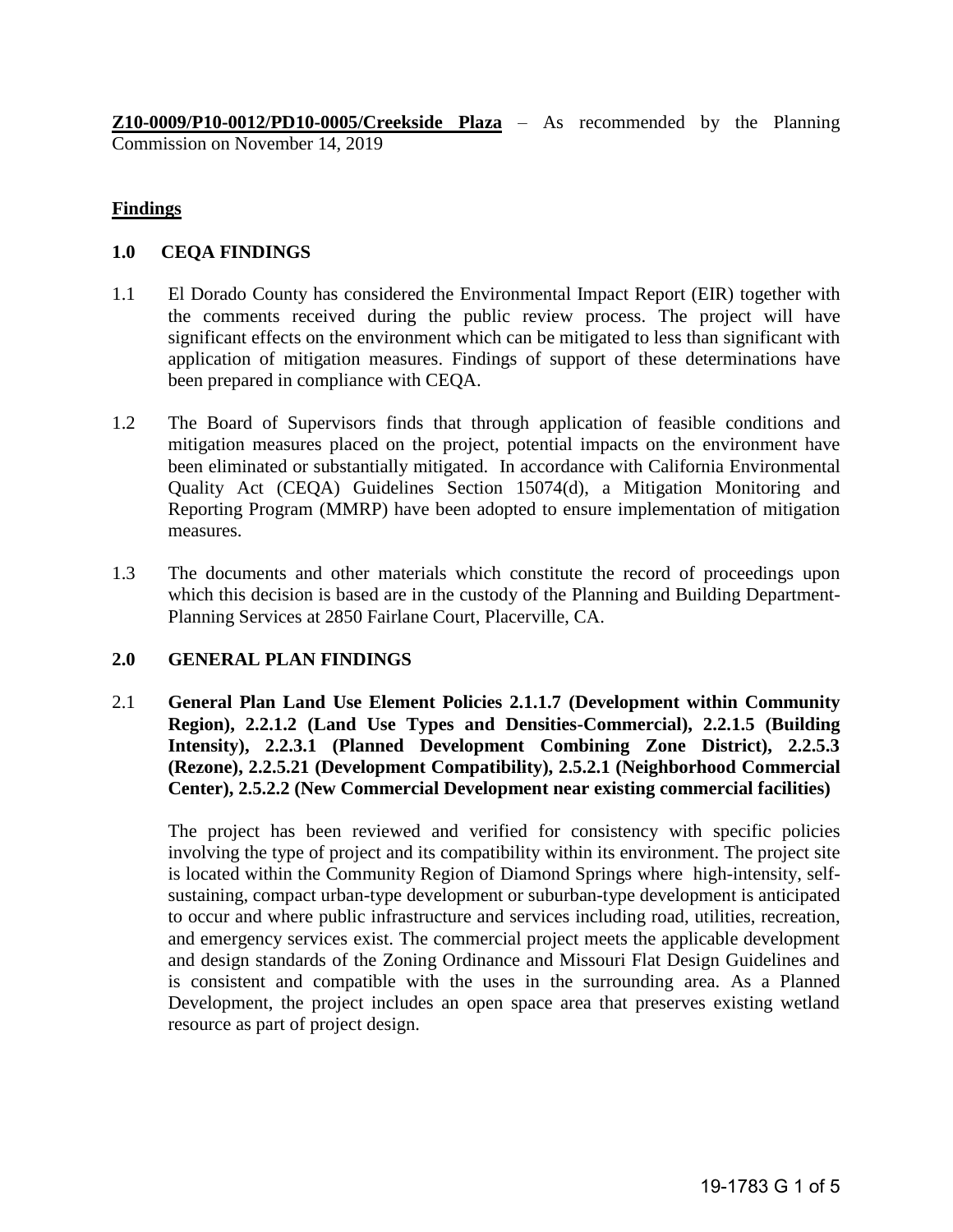**Z10-0009/P10-0012/PD10-0005/Creekside Plaza** – As recommended by the Planning Commission on November 14, 2019

## Findings

### 1.0 CEQA FINDINGS

1.1 El Dorado County has considered the Environmental Impact Report (EIR) together with the comments received during the public review process. The project will have significant effects on the environment which can be mitigated to less than significant with application of mitigation measures. Findings of support of these determinations have been prepared in compliance with CEQA.

1.2 The Board of Supervisors finds that through application of feasible conditions and mitigation measures placed on the project, potential impacts on the environment have been eliminated or substantially mitigated. In accordance with California Environmental Quality Act (CEQA) Guidelines Section 15074(d), a Mitigation Monitoring and Reporting Program (MMRP) have been adopted to ensure implementation of mitigation measures.

1.3 The documents and other materials which constitute the record of proceedings upon which this decision is based are in the custody of the Planning and Building Department-Planning Services at 2850 Fairlane Court, Placerville, CA.

### 2.0 GENERAL PLAN FINDINGS

2.1 **General Plan Land Use Element Policies 2.1.1.7 (Development within Community Region), 2.2.1.2 (Land Use Types and Densities-Commercial), 2.2.1.5 (Building Intensity), 2.2.3.1 (Planned Development Combining Zone District), 2.2.5.3 (Rezone), 2.2.5.21 (Development Compatibility), 2.5.2.1 (Neighborhood Commercial Center), 2.5.2.2 (New Commercial Development near existing commercial facilities)**

The project has been reviewed and verified for consistency with specific policies involving the type of project and its compatibility within its environment. The project site is located within the Community Region of Diamond Springs where high-intensity, self-sustaining, compact urban-type development or suburban-type development is anticipated to occur and where public infrastructure and services including road, utilities, recreation, and emergency services exist. The commercial project meets the applicable development and design standards of the Zoning Ordinance and Missouri Flat Design Guidelines and is consistent and compatible with the uses in the surrounding area. As a Planned Development, the project includes an open space area that preserves existing wetland resource as part of project design.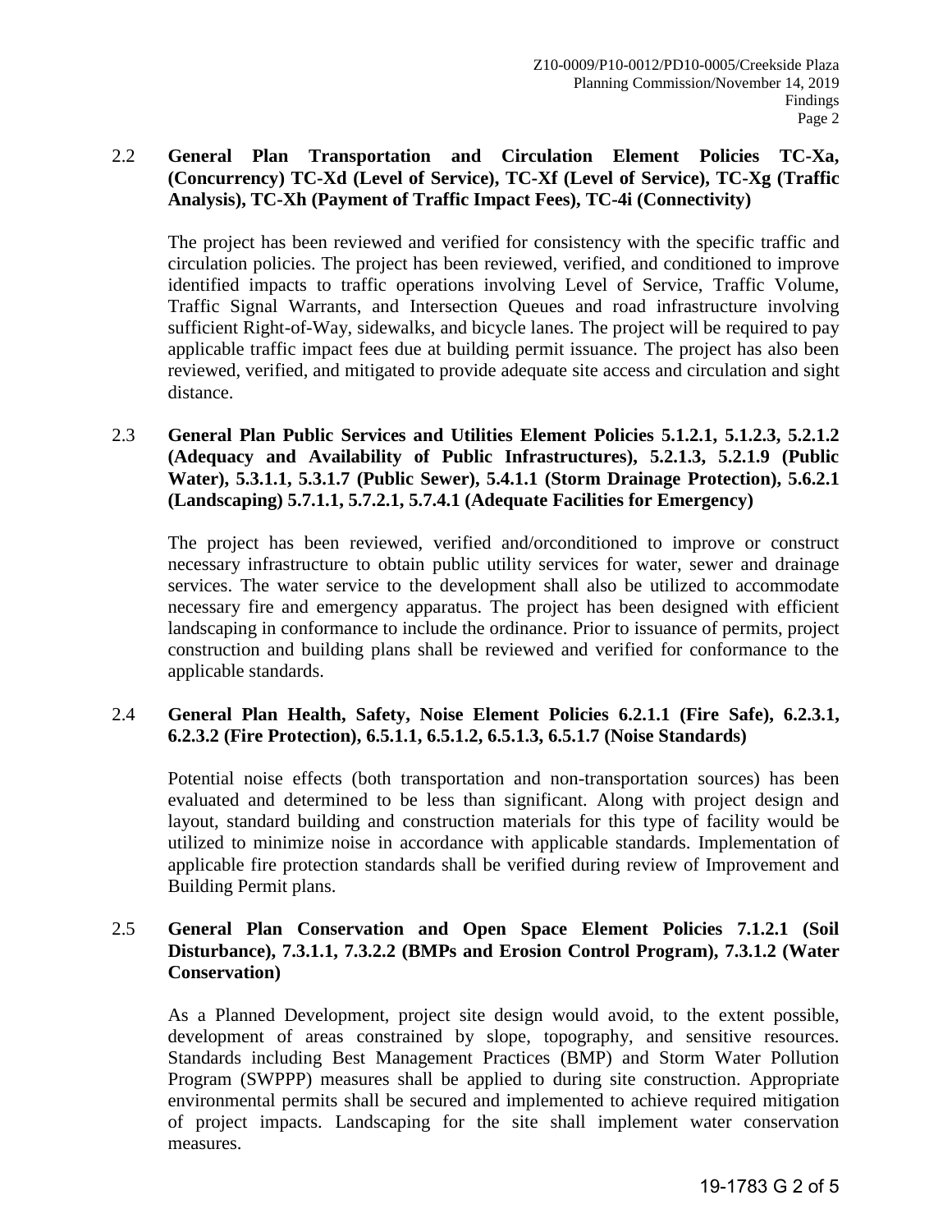### 2.2 General Plan Transportation and Circulation Element Policies TC-Xa, (Concurrency) TC-Xd (Level of Service), TC-Xf (Level of Service), TC-Xg (Traffic Analysis), TC-Xh (Payment of Traffic Impact Fees), TC-4i (Connectivity)

The project has been reviewed and verified for consistency with the specific traffic and circulation policies. The project has been reviewed, verified, and conditioned to improve identified impacts to traffic operations involving Level of Service, Traffic Volume, Traffic Signal Warrants, and Intersection Queues and road infrastructure involving sufficient Right-of-Way, sidewalks, and bicycle lanes. The project will be required to pay applicable traffic impact fees due at building permit issuance. The project has also been reviewed, verified, and mitigated to provide adequate site access and circulation and sight distance.

### 2.3 General Plan Public Services and Utilities Element Policies 5.1.2.1, 5.1.2.3, 5.2.1.2 (Adequacy and Availability of Public Infrastructures), 5.2.1.3, 5.2.1.9 (Public Water), 5.3.1.1, 5.3.1.7 (Public Sewer), 5.4.1.1 (Storm Drainage Protection), 5.6.2.1 (Landscaping) 5.7.1.1, 5.7.2.1, 5.7.4.1 (Adequate Facilities for Emergency)

The project has been reviewed, verified and/orconditioned to improve or construct necessary infrastructure to obtain public utility services for water, sewer and drainage services. The water service to the development shall also be utilized to accommodate necessary fire and emergency apparatus. The project has been designed with efficient landscaping in conformance to include the ordinance. Prior to issuance of permits, project construction and building plans shall be reviewed and verified for conformance to the applicable standards.

### 2.4 General Plan Health, Safety, Noise Element Policies 6.2.1.1 (Fire Safe), 6.2.3.1, 6.2.3.2 (Fire Protection), 6.5.1.1, 6.5.1.2, 6.5.1.3, 6.5.1.7 (Noise Standards)

Potential noise effects (both transportation and non-transportation sources) has been evaluated and determined to be less than significant. Along with project design and layout, standard building and construction materials for this type of facility would be utilized to minimize noise in accordance with applicable standards. Implementation of applicable fire protection standards shall be verified during review of Improvement and Building Permit plans.

### 2.5 General Plan Conservation and Open Space Element Policies 7.1.2.1 (Soil Disturbance), 7.3.1.1, 7.3.2.2 (BMPs and Erosion Control Program), 7.3.1.2 (Water Conservation)

As a Planned Development, project site design would avoid, to the extent possible, development of areas constrained by slope, topography, and sensitive resources. Standards including Best Management Practices (BMP) and Storm Water Pollution Program (SWPPP) measures shall be applied to during site construction. Appropriate environmental permits shall be secured and implemented to achieve required mitigation of project impacts. Landscaping for the site shall implement water conservation measures.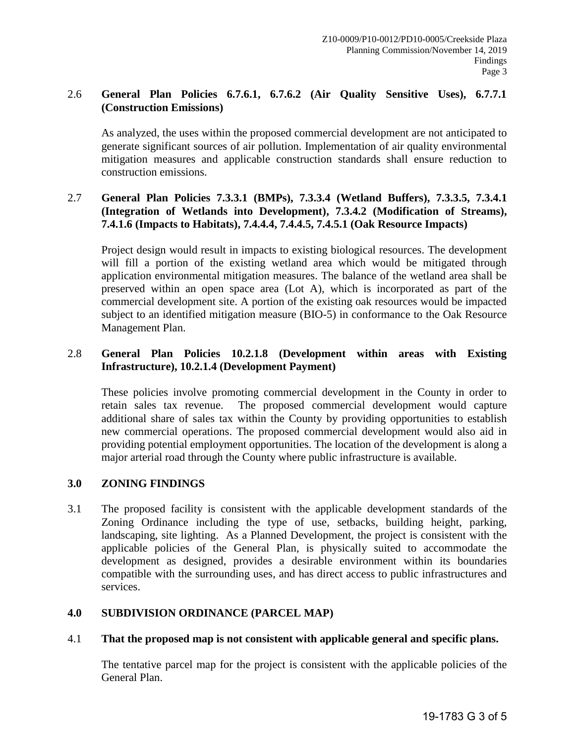2.6 **General Plan Policies 6.7.6.1, 6.7.6.2 (Air Quality Sensitive Uses), 6.7.7.1 (Construction Emissions)**

As analyzed, the uses within the proposed commercial development are not anticipated to generate significant sources of air pollution. Implementation of air quality environmental mitigation measures and applicable construction standards shall ensure reduction to construction emissions.

2.7 **General Plan Policies 7.3.3.1 (BMPs), 7.3.3.4 (Wetland Buffers), 7.3.3.5, 7.3.4.1 (Integration of Wetlands into Development), 7.3.4.2 (Modification of Streams), 7.4.1.6 (Impacts to Habitats), 7.4.4.4, 7.4.4.5, 7.4.5.1 (Oak Resource Impacts)**

Project design would result in impacts to existing biological resources. The development will fill a portion of the existing wetland area which would be mitigated through application environmental mitigation measures. The balance of the wetland area shall be preserved within an open space area (Lot A), which is incorporated as part of the commercial development site. A portion of the existing oak resources would be impacted subject to an identified mitigation measure (BIO-5) in conformance to the Oak Resource Management Plan.

2.8 **General Plan Policies 10.2.1.8 (Development within areas with Existing Infrastructure), 10.2.1.4 (Development Payment)**

These policies involve promoting commercial development in the County in order to retain sales tax revenue. The proposed commercial development would capture additional share of sales tax within the County by providing opportunities to establish new commercial operations. The proposed commercial development would also aid in providing potential employment opportunities. The location of the development is along a major arterial road through the County where public infrastructure is available.

## 3.0 ZONING FINDINGS

3.1 The proposed facility is consistent with the applicable development standards of the Zoning Ordinance including the type of use, setbacks, building height, parking, landscaping, site lighting. As a Planned Development, the project is consistent with the applicable policies of the General Plan, is physically suited to accommodate the development as designed, provides a desirable environment within its boundaries compatible with the surrounding uses, and has direct access to public infrastructures and services.

## 4.0 SUBDIVISION ORDINANCE (PARCEL MAP)

4.1 **That the proposed map is not consistent with applicable general and specific plans.**

The tentative parcel map for the project is consistent with the applicable policies of the General Plan.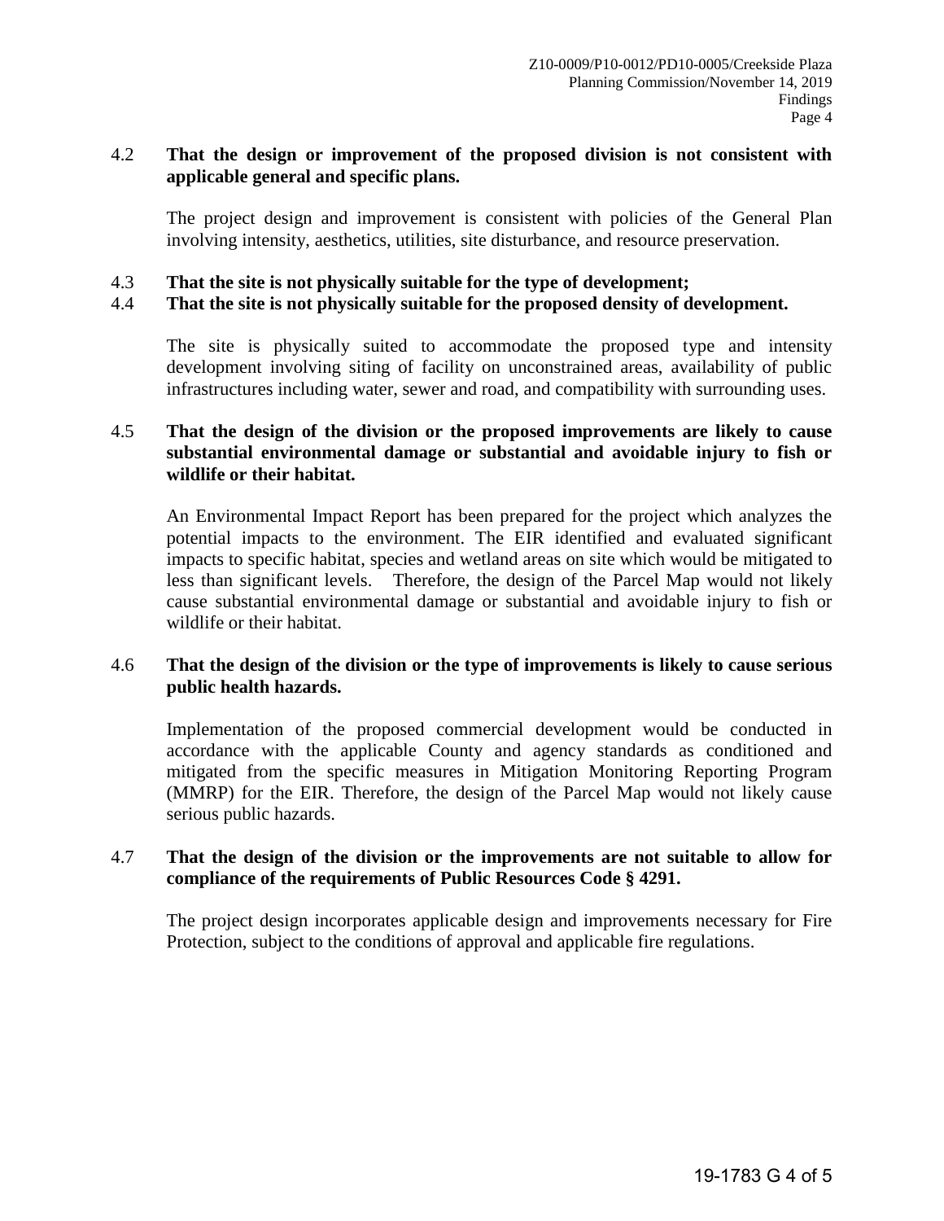4.2 **That the design or improvement of the proposed division is not consistent with applicable general and specific plans.**

The project design and improvement is consistent with policies of the General Plan involving intensity, aesthetics, utilities, site disturbance, and resource preservation.

4.3 **That the site is not physically suitable for the type of development;**

4.4 **That the site is not physically suitable for the proposed density of development.**

The site is physically suited to accommodate the proposed type and intensity development involving siting of facility on unconstrained areas, availability of public infrastructures including water, sewer and road, and compatibility with surrounding uses.

4.5 **That the design of the division or the proposed improvements are likely to cause substantial environmental damage or substantial and avoidable injury to fish or wildlife or their habitat.**

An Environmental Impact Report has been prepared for the project which analyzes the potential impacts to the environment. The EIR identified and evaluated significant impacts to specific habitat, species and wetland areas on site which would be mitigated to less than significant levels. Therefore, the design of the Parcel Map would not likely cause substantial environmental damage or substantial and avoidable injury to fish or wildlife or their habitat.

4.6 **That the design of the division or the type of improvements is likely to cause serious public health hazards.**

Implementation of the proposed commercial development would be conducted in accordance with the applicable County and agency standards as conditioned and mitigated from the specific measures in Mitigation Monitoring Reporting Program (MMRP) for the EIR. Therefore, the design of the Parcel Map would not likely cause serious public hazards.

4.7 **That the design of the division or the improvements are not suitable to allow for compliance of the requirements of Public Resources Code § 4291.**

The project design incorporates applicable design and improvements necessary for Fire Protection, subject to the conditions of approval and applicable fire regulations.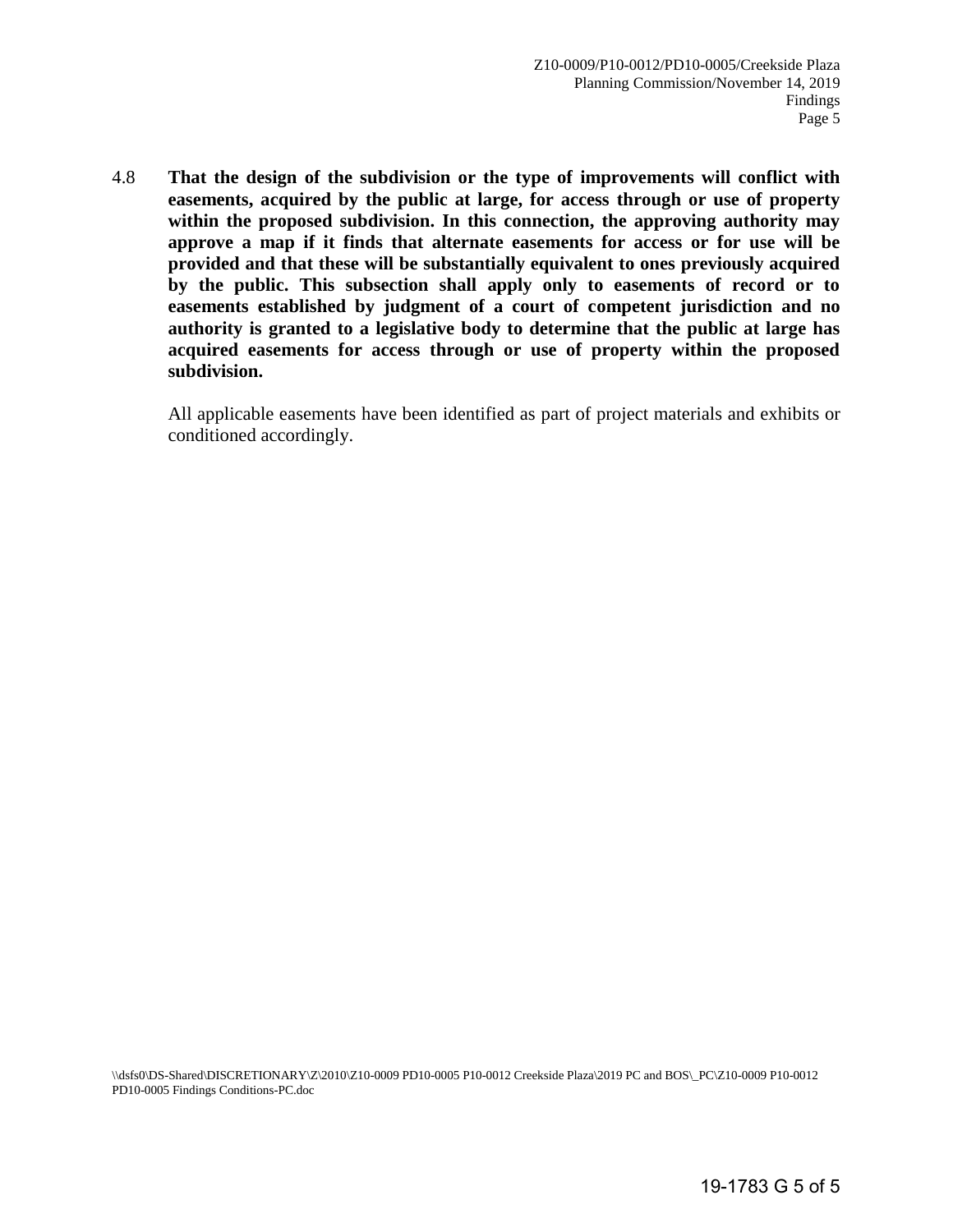4.8 **That the design of the subdivision or the type of improvements will conflict with easements, acquired by the public at large, for access through or use of property within the proposed subdivision. In this connection, the approving authority may approve a map if it finds that alternate easements for access or for use will be provided and that these will be substantially equivalent to ones previously acquired by the public. This subsection shall apply only to easements of record or to easements established by judgment of a court of competent jurisdiction and no authority is granted to a legislative body to determine that the public at large has acquired easements for access through or use of property within the proposed subdivision.**

All applicable easements have been identified as part of project materials and exhibits or conditioned accordingly.